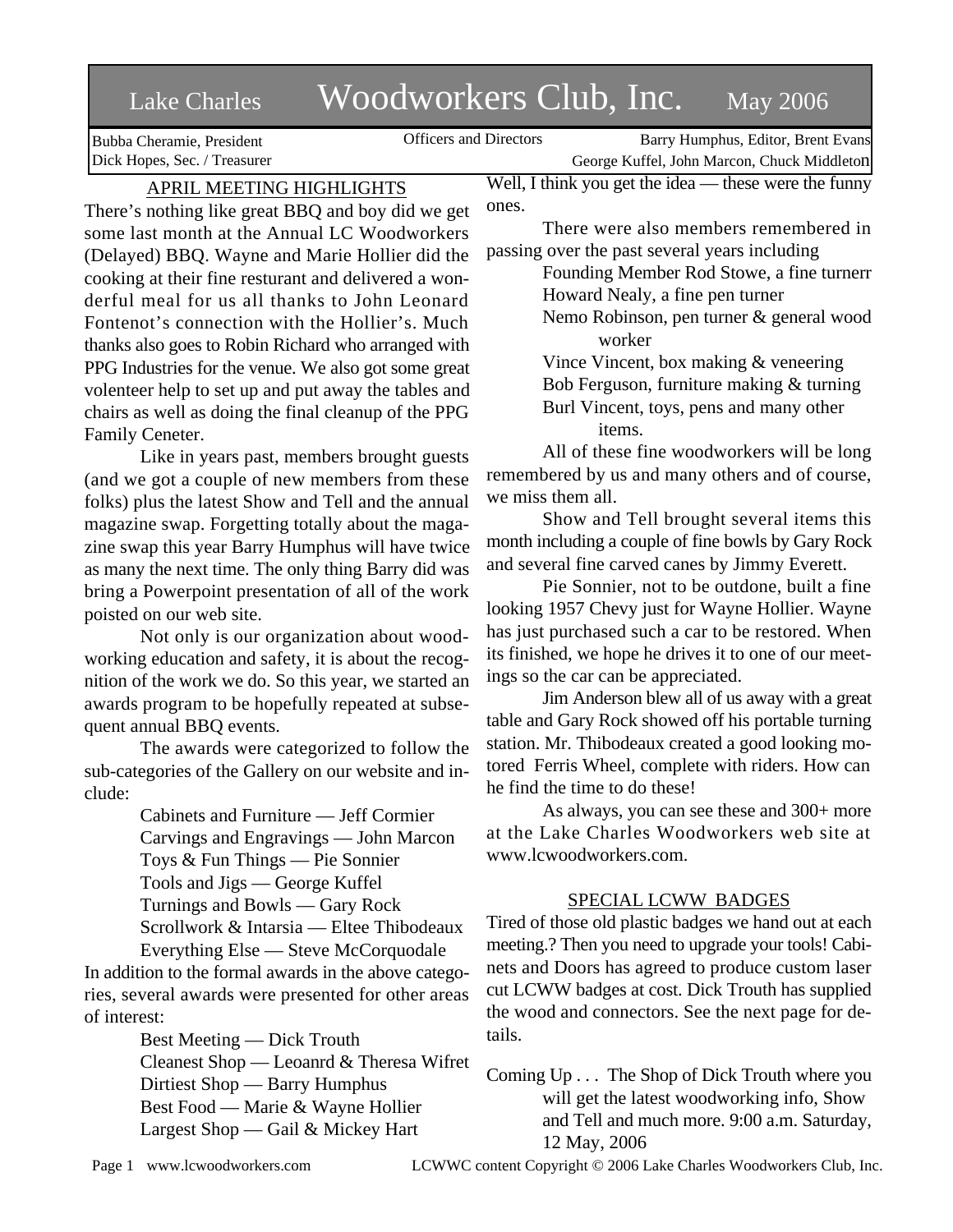# Lake Charles Woodworkers Club, Inc. May 2006

Bubba Cheramie, President
Dick Hopes, Sec. / Treasurer

Officers and Directors

Barry Humphus, Editor, Brent Evans
George Kuffel, John Marcon, Chuck Middleton

## APRIL MEETING HIGHLIGHTS

There's nothing like great BBQ and boy did we get some last month at the Annual LC Woodworkers (Delayed) BBQ. Wayne and Marie Hollier did the cooking at their fine resturant and delivered a wonderful meal for us all thanks to John Leonard Fontenot's connection with the Hollier's. Much thanks also goes to Robin Richard who arranged with PPG Industries for the venue. We also got some great volenteer help to set up and put away the tables and chairs as well as doing the final cleanup of the PPG Family Ceneter.

Like in years past, members brought guests (and we got a couple of new members from these folks) plus the latest Show and Tell and the annual magazine swap. Forgetting totally about the magazine swap this year Barry Humphus will have twice as many the next time. The only thing Barry did was bring a Powerpoint presentation of all of the work poisted on our web site.

Not only is our organization about woodworking education and safety, it is about the recognition of the work we do. So this year, we started an awards program to be hopefully repeated at subsequent annual BBQ events.

The awards were categorized to follow the sub-categories of the Gallery on our website and include:

- Cabinets and Furniture — Jeff Cormier
- Carvings and Engravings — John Marcon
- Toys & Fun Things — Pie Sonnier
- Tools and Jigs — George Kuffel
- Turnings and Bowls — Gary Rock
- Scrollwork & Intarsia — Eltee Thibodeaux
- Everything Else — Steve McCorquodale

In addition to the formal awards in the above categories, several awards were presented for other areas of interest:

- Best Meeting — Dick Trouth
- Cleanest Shop — Leoanrd & Theresa Wifret
- Dirtiest Shop — Barry Humphus
- Best Food — Marie & Wayne Hollier
- Largest Shop — Gail & Mickey Hart

Well, I think you get the idea — these were the funny ones.

There were also members remembered in passing over the past several years including

- Founding Member Rod Stowe, a fine turnerr
- Howard Nealy, a fine pen turner
- Nemo Robinson, pen turner & general wood worker
- Vince Vincent, box making & veneering
- Bob Ferguson, furniture making & turning
- Burl Vincent, toys, pens and many other items.

All of these fine woodworkers will be long remembered by us and many others and of course, we miss them all.

Show and Tell brought several items this month including a couple of fine bowls by Gary Rock and several fine carved canes by Jimmy Everett.

Pie Sonnier, not to be outdone, built a fine looking 1957 Chevy just for Wayne Hollier. Wayne has just purchased such a car to be restored. When its finished, we hope he drives it to one of our meetings so the car can be appreciated.

Jim Anderson blew all of us away with a great table and Gary Rock showed off his portable turning station. Mr. Thibodeaux created a good looking motored Ferris Wheel, complete with riders. How can he find the time to do these!

As always, you can see these and 300+ more at the Lake Charles Woodworkers web site at www.lcwoodworkers.com.

## SPECIAL LCWW BADGES

Tired of those old plastic badges we hand out at each meeting.? Then you need to upgrade your tools! Cabinets and Doors has agreed to produce custom laser cut LCWW badges at cost. Dick Trouth has supplied the wood and connectors. See the next page for details.

Coming Up . . . The Shop of Dick Trouth where you will get the latest woodworking info, Show and Tell and much more. 9:00 a.m. Saturday, 12 May, 2006

LCWWC content Copyright © 2006 Lake Charles Woodworkers Club, Inc.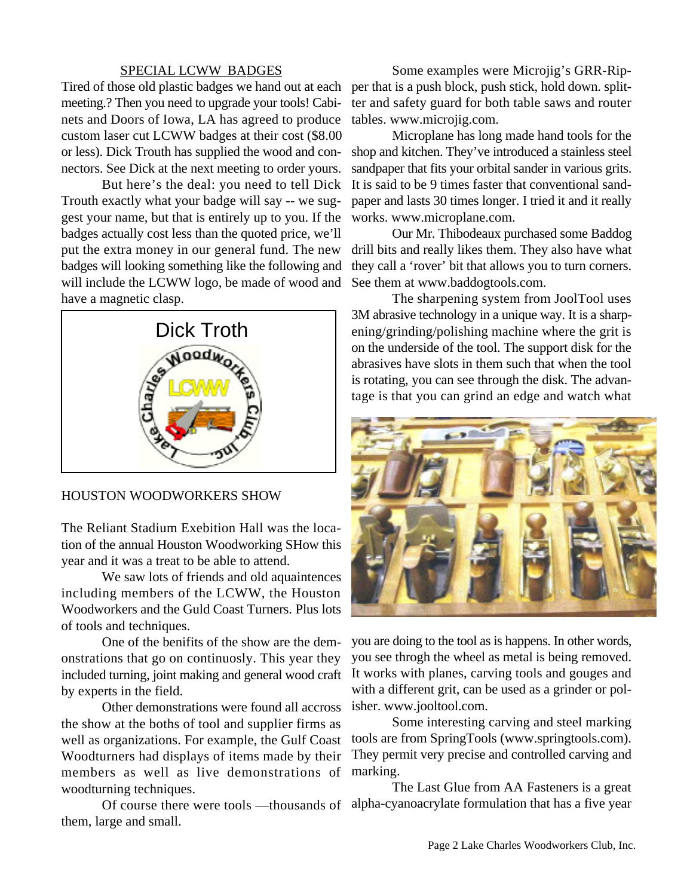## SPECIAL LCWW BADGES

Tired of those old plastic badges we hand out at each meeting.? Then you need to upgrade your tools! Cabinets and Doors of Iowa, LA has agreed to produce custom laser cut LCWW badges at their cost ($8.00 or less). Dick Trouth has supplied the wood and connectors. See Dick at the next meeting to order yours.

But here's the deal: you need to tell Dick Trouth exactly what your badge will say -- we suggest your name, but that is entirely up to you. If the badges actually cost less than the quoted price, we'll put the extra money in our general fund. The new badges will looking something like the following and will include the LCWW logo, be made of wood and have a magnetic clasp.

Dick Troth

## HOUSTON WOODWORKERS SHOW

The Reliant Stadium Exebition Hall was the location of the annual Houston Woodworking SHow this year and it was a treat to be able to attend.

We saw lots of friends and old aquaintences including members of the LCWW, the Houston Woodworkers and the Guld Coast Turners. Plus lots of tools and techniques.

One of the benifits of the show are the demonstrations that go on continuosly. This year they included turning, joint making and general wood craft by experts in the field.

Other demonstrations were found all accross the show at the boths of tool and supplier firms as well as organizations. For example, the Gulf Coast Woodturners had displays of items made by their members as well as live demonstrations of woodturning techniques.

Of course there were tools —thousands of them, large and small.

Some examples were Microjig's GRR-Ripper that is a push block, push stick, hold down. splitter and safety guard for both table saws and router tables. www.microjig.com.

Microplane has long made hand tools for the shop and kitchen. They've introduced a stainless steel sandpaper that fits your orbital sander in various grits. It is said to be 9 times faster that conventional sandpaper and lasts 30 times longer. I tried it and it really works. www.microplane.com.

Our Mr. Thibodeaux purchased some Baddog drill bits and really likes them. They also have what they call a 'rover' bit that allows you to turn corners. See them at www.baddogtools.com.

The sharpening system from JoolTool uses 3M abrasive technology in a unique way. It is a sharpening/grinding/polishing machine where the grit is on the underside of the tool. The support disk for the abrasives have slots in them such that when the tool is rotating, you can see through the disk. The advantage is that you can grind an edge and watch what you are doing to the tool as is happens. In other words, you see throgh the wheel as metal is being removed. It works with planes, carving tools and gouges and with a different grit, can be used as a grinder or polisher. www.jooltool.com.

Some interesting carving and steel marking tools are from SpringTools (www.springtools.com). They permit very precise and controlled carving and marking.

The Last Glue from AA Fasteners is a great alpha-cyanoacrylate formulation that has a five year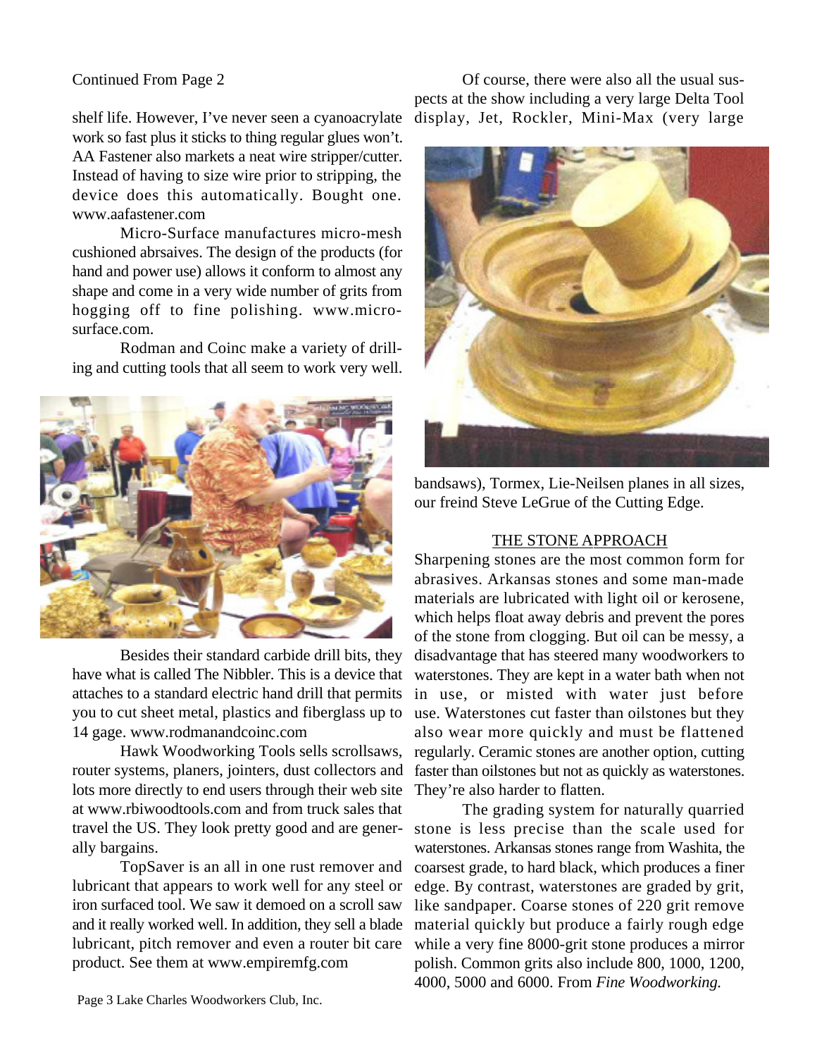Continued From Page 2

shelf life. However, I've never seen a cyanoacrylate work so fast plus it sticks to thing regular glues won't. AA Fastener also markets a neat wire stripper/cutter. Instead of having to size wire prior to stripping, the device does this automatically. Bought one. www.aafastener.com

Micro-Surface manufactures micro-mesh cushioned abrsaives. The design of the products (for hand and power use) allows it conform to almost any shape and come in a very wide number of grits from hogging off to fine polishing. www.micro-surface.com.

Rodman and Coinc make a variety of drilling and cutting tools that all seem to work very well.

Besides their standard carbide drill bits, they have what is called The Nibbler. This is a device that attaches to a standard electric hand drill that permits you to cut sheet metal, plastics and fiberglass up to 14 gage. www.rodmanandcoinc.com

Hawk Woodworking Tools sells scrollsaws, router systems, planers, jointers, dust collectors and lots more directly to end users through their web site at www.rbiwoodtools.com and from truck sales that travel the US. They look pretty good and are generally bargains.

TopSaver is an all in one rust remover and lubricant that appears to work well for any steel or iron surfaced tool. We saw it demoed on a scroll saw and it really worked well. In addition, they sell a blade lubricant, pitch remover and even a router bit care product. See them at www.empiremfg.com

Of course, there were also all the usual suspects at the show including a very large Delta Tool display, Jet, Rockler, Mini-Max (very large bandsaws), Tormex, Lie-Neilsen planes in all sizes, our freind Steve LeGrue of the Cutting Edge.

## THE STONE APPROACH

Sharpening stones are the most common form for abrasives. Arkansas stones and some man-made materials are lubricated with light oil or kerosene, which helps float away debris and prevent the pores of the stone from clogging. But oil can be messy, a disadvantage that has steered many woodworkers to waterstones. They are kept in a water bath when not in use, or misted with water just before use. Waterstones cut faster than oilstones but they also wear more quickly and must be flattened regularly. Ceramic stones are another option, cutting faster than oilstones but not as quickly as waterstones. They're also harder to flatten.

The grading system for naturally quarried stone is less precise than the scale used for waterstones. Arkansas stones range from Washita, the coarsest grade, to hard black, which produces a finer edge. By contrast, waterstones are graded by grit, like sandpaper. Coarse stones of 220 grit remove material quickly but produce a fairly rough edge while a very fine 8000-grit stone produces a mirror polish. Common grits also include 800, 1000, 1200, 4000, 5000 and 6000. From *Fine Woodworking.*